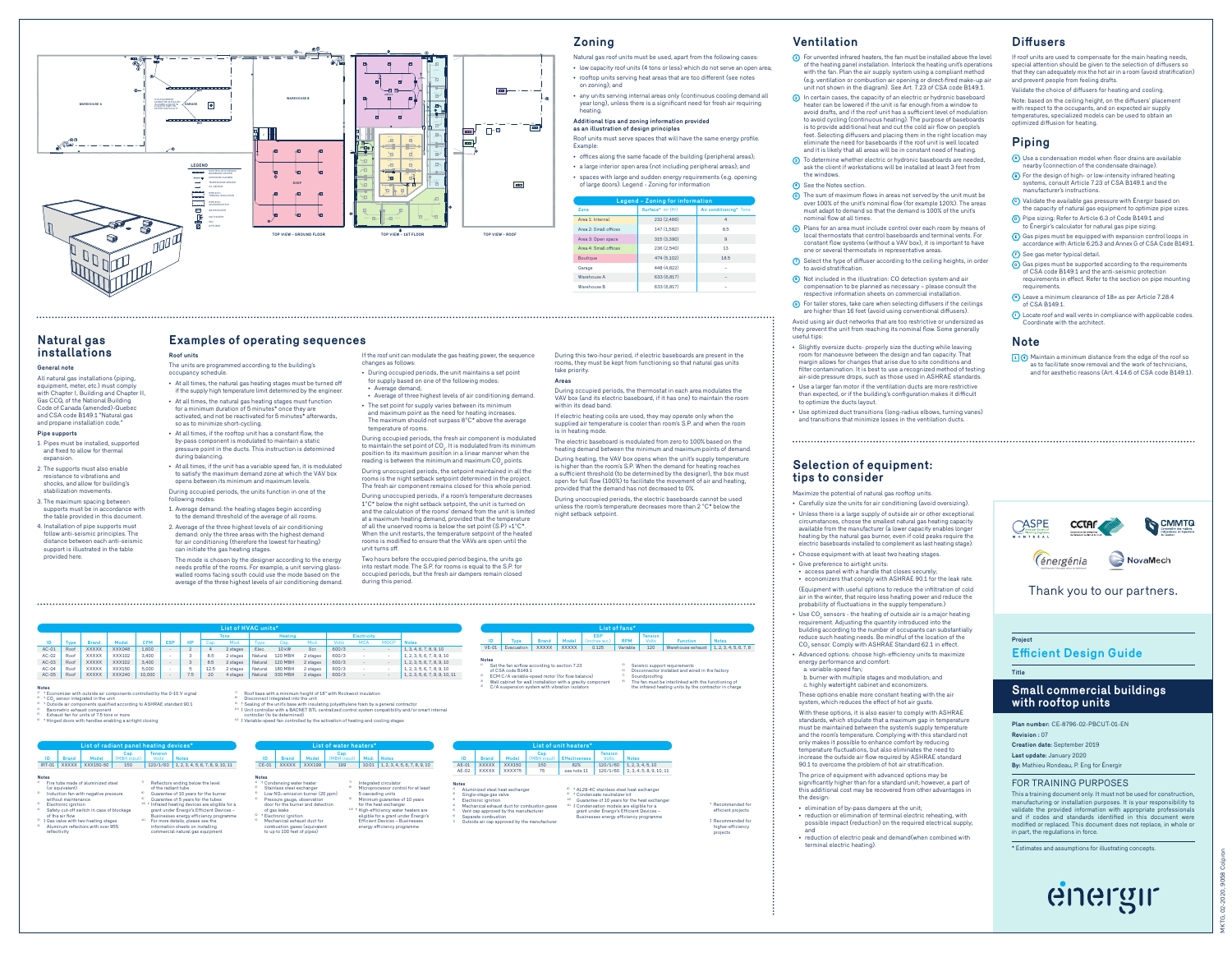## Zoning

Natural gas roof units must be used, apart from the following cases:

- low capacity roof units (4 tons or less) which do not serve an open area;
- rooftop units serving heat areas that are too different (see notes on zoning); and
- any units serving internal areas only (continuous cooling demand all year long), unless there is a significant need for fresh air requiring heating.

**Additional tips and zoning information provided as an illustration of design principles**

Roof units must serve spaces that will have the same energy profile. Example:

- offices along the same facade of the building (peripheral areas);
- a large interior open area (not including peripheral areas); and
- spaces with large and sudden energy requirements (e.g. opening of large doors). Legend – Zoning for information

| Legend – Zoning for information | | |
|---|---|---|
| Zone | Surface* m² (ft²) | Air conditioning* Tons |
| Area 1: Internal | 232 (2,496) | 4 |
| Area 2: Small offices | 147 (1,582) | 8.5 |
| Area 3: Open space | 315 (3,390) | 9 |
| Area 4: Small offices | 236 (2,540) | 13 |
| Boutique | 474 (5,102) | 18.5 |
| Garage | 448 (4,822) | – |
| Warehouse A | 633 (6,817) | – |
| Warehouse B | 633 (6,817) | – |

## Ventilation

1. For unvented infrared heaters, the fan must be installed above the level of the heating panel installation. Interlock the heating unit's operations with the fan. Plan the air supply system using a compliant method (e.g. ventilation or combustion air opening or direct-fired make-up air unit not shown in the diagram). See Art. 7.23 of CSA Code B149.1.
2. In certain cases, the capacity of an electric or hydronic baseboard heater can be lowered if the unit is far enough from a window to avoid drafts, and if the roof unit has a sufficient level of modulation to avoid cycling (continuous heating). The purpose of baseboards is to provide additional heat and cut the cold air flow on people's feet. Selecting diffusers and placing them in the right location may eliminate the need for baseboards if the roof unit is well located and it is likely that all areas will be in constant need of heating.
3. To determine whether electric or hydronic baseboards are needed, ask the client if workstations will be installed at least 3 feet from the windows.
4. See the Notes section.
5. The sum of maximum flows in areas not served by the unit must be over 100% of the unit's nominal flow (for example 120%). The areas must adapt to demand so that the demand is 100% of the unit's nominal flow at all times.
6. Plans for an area must include control over each room by means of local thermostats that control baseboards and terminal vents. For constant flow systems (without a VAV box), it is important to have one or several thermostats in representative areas.
7. Select the type of diffuser according to the ceiling heights, in order to avoid stratification.
8. Not included in the illustration: CO detection system and air compensation to be planned as necessary – please consult the respective information sheets on commercial installation.
9. For taller stores, take care when selecting diffusers if the ceilings are higher than 16 feet (avoid using conventional diffusers).

Avoid using air duct networks that are too restrictive or undersized as they prevent the unit from reaching its nominal flow. Some generally useful tips:

- Slightly oversize ducts- properly size the ducting while leaving room for manoeuvre between the design and fan capacity. That margin allows for changes that arise due to site conditions and filter contamination. It is best to use a recognized method of testing air-side pressure drops, such as those used in ASHRAE standards.
- Use a larger fan motor if the ventilation ducts are more restrictive than expected, or if the building's configuration makes it difficult to optimize the ducts layout.
- Use optimized duct transitions (long-radius elbows, turning vanes) and transitions that minimize losses in the ventilation ducts.

## Diffusers

If roof units are used to compensate for the main heating needs, special attention should be given to the selection of diffusers so that they can adequately mix the hot air in a room (avoid stratification) and prevent people from feeling drafts.

Validate the choice of diffusers for heating and cooling.

Note: based on the ceiling height, on the diffusers' placement with respect to the occupants, and on expected air supply temperatures, specialized models can be used to obtain an optimized diffusion for heating.

## Piping

A. Use a condensation model when floor drains are available nearby (connection of the condensate drainage).
B. For the design of high- or low-intensity infrared heating systems, consult Article 7.23 of CSA B149.1 and the manufacturer's instructions.
C. Validate the available gas pressure with Énergir based on the capacity of natural gas equipment to optimize pipe sizes.
D. Pipe sizing: Refer to Article 6.3 of Code B149.1 and to Énergir's calculator for natural gas pipe sizing.
E. Gas pipes must be equipped with expansion control loops in accordance with Article 6.25.3 and Annex G of CSA Code B149.1.
F. See gas meter typical detail.
G. Gas pipes must be supported according to the requirements of CSA code B149.1 and the anti-seismic protection requirements in effect. Refer to the section on pipe mounting requirements.
H. Leave a minimum clearance of 18" as per Article 7.28.4 of CSA B149.1.
I. Locate roof and wall vents in compliance with applicable codes. Coordinate with the architect.

## Note

1. Maintain a minimum distance from the edge of the roof so as to facilitate snow removal and the work of technicians, and for aesthetic reasons (Art. 4.14.6 of CSA Code B149.1).

## Natural gas installations

### General note

All natural gas installations (piping, equipment, meter, etc.) must comply with Chapter I, Building and Chapter II, Gas CCQ, of the National Building Code of Canada (amended)-Quebec and CSA code B149.1 "Natural gas and propane installation code."

### Pipe supports

1. Pipes must be installed, supported and fixed to allow for thermal expansion.
2. The supports must also enable resistance to vibrations and shocks, and allow for building's stabilization movements.
3. The maximum spacing between supports must be in accordance with the table provided in this document.
4. Installation of pipe supports must follow anti-seismic principles. The distance between each anti-seismic support is illustrated in the table provided here.

## Examples of operating sequences

### Roof units

The units are programmed according to the building's occupancy schedule.

- At all times, the natural gas heating stages must be turned off if the supply heating temperature limit determined by the engineer.
- At all times, the natural gas heating stages must function for a minimum duration of 5 minutes* once they are activated, and not be reactivated for 5 minutes* afterwards, so as to minimize short-cycling.
- At all times, if the rooftop unit has a constant flow, the by-pass component is modulated to maintain a static pressure point in the ducts. This instruction is determined during balancing.
- At all times, if the unit has a variable speed fan, it is modulated to satisfy the maximum demand zone at which the VAV box opens between its minimum and maximum levels.

During occupied periods, the units function in one of the following modes:

1. Average demand: the heating stages begin according to the demand threshold of the average of all rooms.
2. Average of the three highest levels of air conditioning demand: only the three areas with the highest demand for air conditioning (therefore the lowest for heating) can initiate the gas heating stages.

The mode is chosen by the designer according to the energy needs profile of the rooms. For example, a unit serving glass-walled rooms facing south could use the mode based on the average of the three highest levels of air conditioning demand.

If the roof unit can modulate the gas heating power, the sequence changes as follows:

- During occupied periods, the unit maintains a set point for supply based on one of the following modes:
  - Average demand;
  - Average of three highest levels of air conditioning demand.
- The set point for supply varies between its minimum and maximum point as the need for heating increases. The maximum should not surpass 8°C* above the average temperature of rooms.

During occupied periods, the fresh air component is modulated to maintain the set point of $CO_2$. It is modulated from its minimum position to its maximum position in a linear manner when the reading is between the minimum and maximum $CO_2$ points.

During unoccupied periods, the setpoint maintained in all the rooms is the night setback setpoint determined in the project. The fresh air component remains closed for this whole period.

During unoccupied periods, if a room's temperature decreases 1°C* below the night setback setpoint, the unit is turned on and the calculation of the rooms' demand from the unit is limited at a maximum heating demand, provided that the temperature of all the unserved rooms is below the set point (S.P) +1°C*. When the unit restarts, the temperature setpoint of the heated rooms is modified to ensure that the VAVs are open until the unit turns off.

Two hours before the occupied period begins, the units go into restart mode. The S.P. for rooms is equal to the S.P. for occupied periods, but the fresh air dampers remain closed during this period.

During this two-hour period, if electric baseboards are present in the rooms, they must be kept from functioning so that natural gas units take priority.

### Areas

During occupied periods, the thermostat in each area modulates the VAV box (and its electric baseboard, if it has one) to maintain the room within its dead band.

If electric heating coils are used, they may operate only when the supplied air temperature is cooler than room's S.P. and when the room is in heating mode.

The electric baseboard is modulated from zero to 100% based on the heating demand between the minimum and maximum points of demand.

During heating, the VAV box opens when the unit's supply temperature is higher than the room's S.P. When the demand for heating reaches a sufficient threshold (to be determined by the designer), the box must open for full flow (100%) to facilitate the movement of air and heating, provided that the demand has not decreased to 0%.

During unoccupied periods, the electric baseboards cannot be used unless the room's temperature decreases more than 2°C* below the night setback setpoint.

## Selection of equipment: tips to consider

Maximize the potential of natural gas rooftop units.

- Carefully size the units for air conditioning (avoid oversizing).
- Unless there is a large supply of outside air or other exceptional circumstances, choose the smallest natural gas heating capacity available from the manufacturer (a lower capacity enables longer heating by the natural gas burner, even if cold peaks require the electric baseboards installed to complement as last heating stage).
- Choose equipment with at least two heating stages.
- Give preference to airtight units:
  - access panel with a handle that closes securely;
  - economizers that comply with ASHRAE 90.1 for the leak rate.

  (Equipment with useful options to reduce the infiltration of cold air in the winter, that require less heating power and reduce the probability of fluctuations in the supply temperature.)
- Use $CO_2$ sensors - the heating of outside air is a major heating requirement. Adjusting the quantity introduced into the building according to the number of occupants can substantially reduce such heating needs. Be mindful of the location of the $CO_2$ sensor. Comply with ASHRAE Standard 62.1 in effect.
- Advanced options: choose high-efficiency units to maximize energy performance and comfort:
  a. variable-speed fan;
  b. burner with multiple stages and modulation; and
  c. highly watertight cabinet and economizers.

These options enable more constant heating with the air system, which reduces the effect of hot air gusts.

With these options, it is also easier to comply with ASHRAE standards, which stipulate that a maximum gap in temperature must be maintained between the system's supply temperature and the room's temperature. Complying with this standard not only makes it possible to enhance comfort by reducing temperature fluctuations, but also eliminates the need to increase the outside air flow required by ASHRAE standard 90.1 to overcome the potential of hot air stratification.

The price of equipment with advanced options may be significantly higher than for a standard unit; however, a part of this additional cost may be recovered from other advantages in the design:

- elimination of by-pass dampers at the unit;
- reduction or elimination of terminal electric reheating, with possible impact (reduction) on the required electrical supply; and
- reduction of electric peak and demand(when combined with terminal electric heating).

Thank you to our partners.

**Project**
Efficient Design Guide

**Title**
Small commercial buildings with rooftop units

**Plan number:** CE-8796-02-PBCUT-01-EN
**Revision :** 07
**Creation date:** September 2019
**Last update:** January 2020
**By:** Mathieu Rondeau, P. Eng for Énergir

### FOR TRAINING PURPOSES

This a training document only. It must not be used for construction, manufacturing or installation purposes. It is your responsibility to validate the provided information with appropriate professionals and if codes and standards identified in this document were modified or replaced. This document does not replace, in whole or in part, the regulations in force.

\* Estimates and assumptions for illustrating concepts.

### List of HVAC units*

| ID | Type | Brand | Model | CFM | ESP | HP | Tons Cap. | Tons Mod. | Heating Type | Heating Cap. | Heating Mod. | Electricity Volts | MCA | MOCP | Notes |
|---|---|---|---|---|---|---|---|---|---|---|---|---|---|---|---|
| AC-01 | Roof | XXXXX | XXX048 | 1,600 | - | 2 | 4 | 2 stages | Elec. | 10 KW | Scr. | 600/3 | - | - | 1, 3, 4, 6, 7, 8, 9, 10 |
| AC-02 | Roof | XXXXX | XXX102 | 3,400 | - | 3 | 8.5 | 2 stages | Natural | 120 MBH | 2 stages | 600/3 | - | - | 1, 2, 3, 5, 6, 7, 8, 9, 10 |
| AC-03 | Roof | XXXXX | XXX102 | 3,400 | - | 3 | 8.5 | 2 stages | Natural | 120 MBH | 2 stages | 600/3 | - | - | 1, 2, 3, 5, 6, 7, 8, 9, 10 |
| AC-04 | Roof | XXXXX | XXX150 | 5,000 | - | 5 | 12.5 | 2 stages | Natural | 120 MBH | 2 stages | 600/3 | - | - | 1, 2, 3, 5, 6, 7, 8, 9, 10 |
| AC-05 | Roof | XXXXX | XXX240 | 10,000 | - | 7.5 | 20 | 4 stages | Natural | 300 MBH | 2 stages | 600/3 | - | - | 1, 2, 3, 5, 6, 7, 8, 9, 10, 11 |

Notes
1) † Economizer with outside air components controlled by the 0-10 V signal
2) † $CO_2$ sensor integrated in the unit
3) † Outside air components qualified according to ASHRAE standard 90.1
4) Barometric exhaust component
5) Exhaust fan for units of 7.5 tons or more
6) † Hinged doors with handles enabling a airtight closing
7) Roof base with a minimum height of 18" with Rockwool insulation
8) Disconnect integrated into the unit
9) † Sealing of the unit's base with insulating polyethylene foam by a general contractor
10) † Unit controller with a BACNET BTL centralized control system compatibility and/or smart internal controller (to be determined)
11) † Variable-speed fan controlled by the activation of heating and cooling stages

### List of fans*

| ID | Type | Brand | Model | ESP (inches w.c.) | RPM | Tension Volts | Function | Notes |
|---|---|---|---|---|---|---|---|---|
| VE-01 | Evacuation | XXXXX | XXXXX | 0.125 | Variable | 120 | Warehouse exhaust | 1, 2, 3, 4, 5, 6, 7, 8 |

Notes
1) Set the fan airflow according to section 7.23 of CSA code B149.1
2) ECM C/A variable-speed motor (for flow balance)
3) Wall cabinet for wall installation with a gravity component
4) C/A suspension system with vibration isolators
5) Seismic support requirements
6) Disconnector installed and wired in the factory
7) Soundproofing
8) The fan must be interlinked with the functioning of the infrared heating units by the contractor in charge

### List of radiant panel heating devices*

| ID | Brand | Model | Cap. (MBH input) | Tension Volts | Notes |
|---|---|---|---|---|---|
| IRT-01 | XXXXX | XXX150-50 | 150 | 120/1/60 | 1, 2, 3, 4, 5, 6, 7, 8, 9, 10, 11 |

Notes
1) Fire tube made of aluminized steel (or equivalent)
2) Induction fan with negative pressure without maintenance
3) Electronic ignition
4) Safety cut-off switch in case of blockage of the air flow
5) † Gas valve with two heating stages
6) Aluminum reflectors with over 95% reflectivity
7) Reflectors ending below the level of the radiant tube
8) Guarantee of 10 years for the burner
9) Guarantee of 5 years for the tubes
10) † Infrared heating devices are eligible for a grant under Énergir's Efficient Devices – Businesses energy efficiency programme
11) For more details, please see the information sheets on installing commercial natural gas equipment

### List of water heaters*

| ID | Brand | Model | Cap. (MBH input) | Mod. | Notes |
|---|---|---|---|---|---|
| CE-01 | XXXXX | XXX199 | 199 | 10:01 | 1, 2, 3, 4, 5, 6, 7, 8, 9, 10 |

Notes
1) † Condensing water heater
2) Stainless steel exchanger
3) Low $NO_x$-emission burner (20 ppm)
4) Pressure gauge, observation door for the burner and detection of gas leaks
5) † Electronic ignition
6) Mechanical exhaust duct for combustion gases (equivalent to up to 100 feet of pipes)
7) Integrated circulator
8) Microprocessor control for at least 5 cascading units
9) Minimum guarantee of 10 years for the heat exchanger
10) † High-efficiency water heaters are eligible for a grant under Énergir's Efficient Devices – Businesses energy efficiency programme

### List of unit heaters*

| ID | Brand | Model | Cap. (MBH input) | Effectiveness | Tension Volts | Notes |
|---|---|---|---|---|---|---|
| AE-01 | XXXXX | XXX150 | 150 | 82% | 120/1/60 | 1, 2, 3, 4, 5, 10 |
| AE-02 | XXXXX | XXXX75 | 75 | see note 11 | 120/1/60 | 2, 3, 4, 5, 6, 7, 8, 9, 10, 11 |

Notes
1) Aluminized steel heat exchanger
2) Single-stage gas valve
3) Electronic ignition
4) Mechanical exhaust duct for combustion gases
5) Vent cap approved by the manufacturer
6) Separate combustion
7) Outside air cap approved by the manufacturer
8) † AL29-4C stainless steel heat exchanger
9) † Condensate neutralizer kit
10) Guarantee of 10 years for the heat exchanger
11) † Condensation models are eligible for a grant under Énergir's Efficient Devices – Businesses energy efficiency programme

† Recommended for efficient projects

‡ Recommended for higher-efficiency projects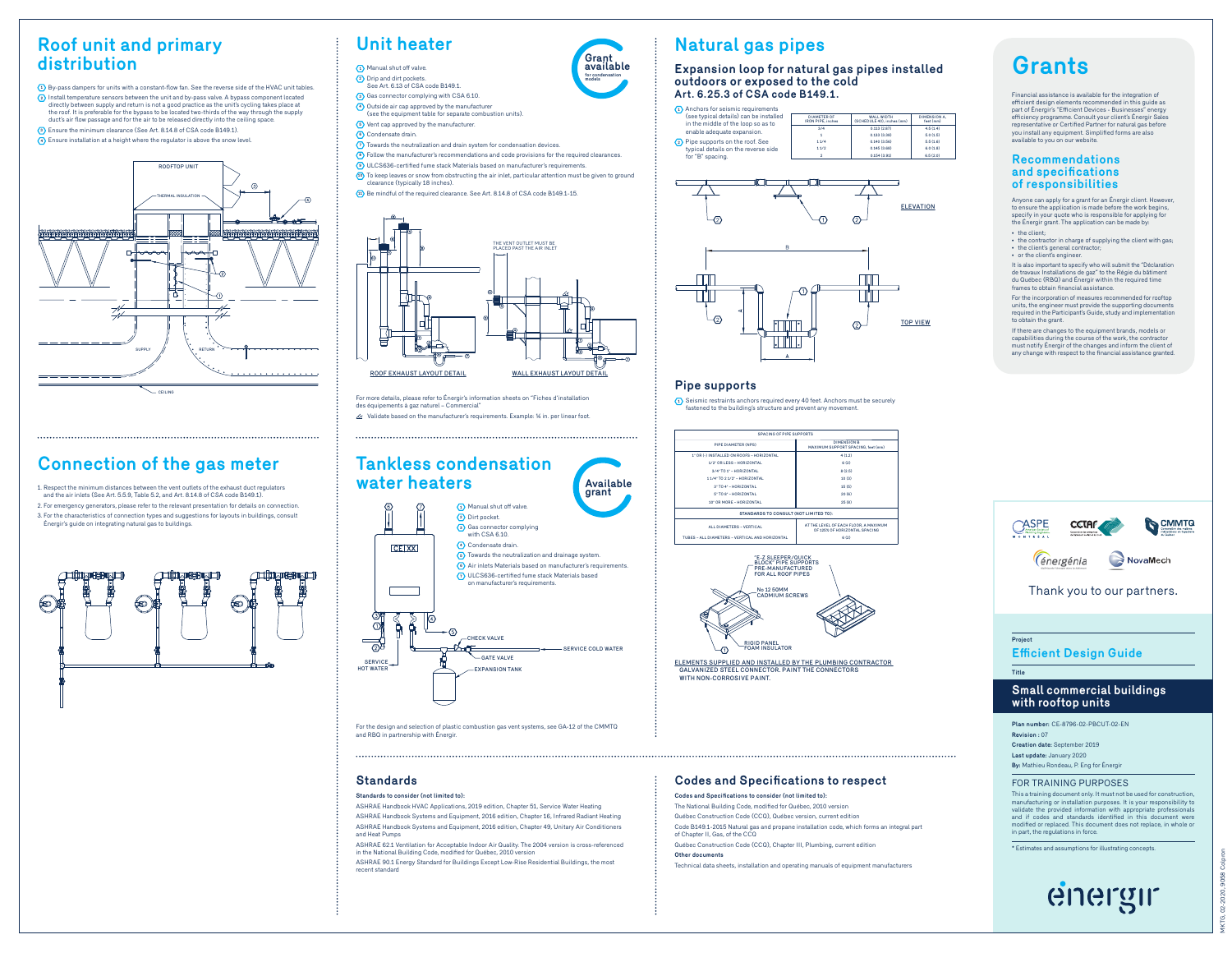## Roof unit and primary distribution

1. By-pass dampers for units with a constant-flow fan. See the reverse side of the HVAC unit tables.
2. Install temperature sensors between the unit and by-pass valve. A bypass component located directly between supply and return is not a good practice as the unit's cycling takes place at the roof. It is preferable for the bypass to be located two-thirds of the way through the supply duct's air flow passage and for the air to be released directly into the ceiling space.
3. Ensure the minimum clearance (See Art. 8.14.8 of CSA code B149.1).
4. Ensure installation at a height where the regulator is above the snow level.

ROOFTOP UNIT
THERMAL INSULATION
SUPPLY
RETURN
CEILING

## Connection of the gas meter

1. Respect the minimum distances between the vent outlets of the exhaust duct regulators and the air inlets (See Art. 5.5.9, Table 5.2, and Art. 8.14.8 of CSA code B149.1).
2. For emergency generators, please refer to the relevant presentation for details on connection.
3. For the characteristics of connection types and suggestions for layouts in buildings, consult Énergir's guide on integrating natural gas to buildings.

## Unit heater

Grant available for condensation models

1. Manual shut off valve.
2. Drip and dirt pockets. See Art. 6.13 of CSA code B149.1.
3. Gas connector complying with CSA 6.10.
4. Outside air cap approved by the manufacturer (see the equipment table for separate combustion units).
5. Vent cap approved by the manufacturer.
6. Condensate drain.
7. Towards the neutralization and drain system for condensation devices.
8. Follow the manufacturer's recommendations and code provisions for the required clearances.
9. ULCS636-certified fume stack Materials based on manufacturer's requirements.
10. To keep leaves or snow from obstructing the air inlet, particular attention must be given to ground clearance (typically 18 inches).
11. Be mindful of the required clearance. See Art. 8.14.8 of CSA code B149.1-15.

THE VENT OUTLET MUST BE PLACED PAST THE AIR INLET

ROOF EXHAUST LAYOUT DETAIL
WALL EXHAUST LAYOUT DETAIL

For more details, please refer to Énergir's information sheets on "Fiches d'installation des équipements à gaz naturel – Commercial"

Validate based on the manufacturer's requirements. Example: ¼ in. per linear foot.

## Tankless condensation water heaters

Available grant

1. Manual shut off valve.
2. Dirt pocket.
3. Gas connector complying with CSA 6.10.
4. Condensate drain.
5. Towards the neutralization and drainage system.
6. Air inlets Materials based on manufacturer's requirements.
7. ULCS636-certified fume stack Materials based on manufacturer's requirements.

CHECK VALVE
SERVICE COLD WATER
GATE VALVE
SERVICE HOT WATER
EXPANSION TANK

For the design and selection of plastic combustion gas vent systems, see GA-12 of the CMMTQ and RBQ in partnership with Énergir.

## Natural gas pipes

### Expansion loop for natural gas pipes installed outdoors or exposed to the cold Art. 6.25.3 of CSA code B149.1.

1. Anchors for seismic requirements (see typical details) can be installed in the middle of the loop so as to enable adequate expansion.
2. Pipe supports on the roof. See typical details on the reverse side for "B" spacing.

| DIAMETER OF IRON PIPE, inches | WALL WIDTH (SCHEDULE 40), inches (mm) | DIMENSION A, feet (mm) |
|---|---|---|
| 3/4 | 0.113 (2.87) | 4.5 (1.4) |
| 1 | 0.133 (3.38) | 5.0 (1.5) |
| 1 1/4 | 0.140 (3.56) | 5.5 (1.6) |
| 1 1/2 | 0.145 (3.68) | 6.0 (1.8) |
| 2 | 0.154 (3.91) | 6.5 (2.0) |

ELEVATION
TOP VIEW

### Pipe supports

1. Seismic restraints anchors required every 40 feet. Anchors must be securely fastened to the building's structure and prevent any movement.

| SPACING OF PIPE SUPPORTS | |
|---|---|
| PIPE DIAMETER (NPS) | DIMENSION B MAXIMUM SUPPORT SPACING, feet (m) |
| 1" OR (-) INSTALLED ON ROOFS – HORIZONTAL | 4 (1.2) |
| 1/2" OR LESS – HORIZONTAL | 6 (2) |
| 3/4" TO 1" – HORIZONTAL | 8 (2.5) |
| 1 1/4" TO 2 1/2" – HORIZONTAL | 10 (3) |
| 3" TO 4" – HORIZONTAL | 15 (5) |
| 5" TO 8" – HORIZONTAL | 20 (6) |
| 10" OR MORE – HORIZONTAL | 25 (8) |
| STANDARDS TO CONSULT (NOT LIMITED TO): | |
| ALL DIAMETERS – VERTICAL | AT THE LEVEL OF EACH FLOOR, A MAXIMUM OF 125% OF HORIZONTAL SPACING |
| TUBES – ALL DIAMETERS – VERTICAL AND HORIZONTAL | 6 (2) |

"E-Z SLEEPER/QUICK BLOCK" PIPE SUPPORTS PRE-MANUFACTURED FOR ALL ROOF PIPES
No 12 50MM CADMIUM SCREWS
RIGID PANEL FOAM INSULATOR

ELEMENTS SUPPLIED AND INSTALLED BY THE PLUMBING CONTRACTOR
GALVANIZED STEEL CONNECTOR. PAINT THE CONNECTORS WITH NON-CORROSIVE PAINT.

## Standards

**Standards to consider (not limited to):**

ASHRAE Handbook HVAC Applications, 2019 edition, Chapter 51, Service Water Heating

ASHRAE Handbook Systems and Equipment, 2016 edition, Chapter 16, Infrared Radiant Heating

ASHRAE Handbook Systems and Equipment, 2016 edition, Chapter 49, Unitary Air Conditioners and Heat Pumps

ASHRAE 62.1 Ventilation for Acceptable Indoor Air Quality. The 2004 version is cross-referenced in the National Building Code, modified for Québec, 2010 version

ASHRAE 90.1 Energy Standard for Buildings Except Low-Rise Residential Buildings, the most recent standard

## Codes and Specifications to respect

**Codes and Specifications to consider (not limited to):**

The National Building Code, modified for Québec, 2010 version

Québec Construction Code (CCQ), Québec version, current edition

Code B149.1-2015 Natural gas and propane installation code, which forms an integral part of Chapter II, Gas, of the CCQ

Québec Construction Code (CCQ), Chapter III, Plumbing, current edition

**Other documents**

Technical data sheets, installation and operating manuals of equipment manufacturers

# Grants

Financial assistance is available for the integration of efficient design elements recommended in this guide as part of Énergir's "Efficient Devices - Businesses" energy efficiency programme. Consult your client's Énergir Sales representative or Certified Partner for natural gas before you install any equipment. Simplified forms are also available to you on our website.

### Recommendations and specifications of responsibilities

Anyone can apply for a grant for an Énergir client. However, to ensure the application is made before the work begins, specify in your quote who is responsible for applying for the Énergir grant. The application can be made by:

- the client;
- the contractor in charge of supplying the client with gas;
- the client's general contractor;
- or the client's engineer.

It is also important to specify who will submit the "Déclaration de travaux Installations de gaz" to the Régie du bâtiment du Québec (RBQ) and Énergir within the required time frames to obtain financial assistance.

For the incorporation of measures recommended for rooftop units, the engineer must provide the supporting documents required in the Participant's Guide, study and implementation to obtain the grant.

If there are changes to the equipment brands, models or capabilities during the course of the work, the contractor must notify Énergir of the changes and inform the client of any change with respect to the financial assistance granted.

Thank you to our partners.

**Project**

**Efficient Design Guide**

**Title**

**Small commercial buildings with rooftop units**

**Plan number:** CE-8796-02-PBCUT-02-EN
**Revision :** 07
**Creation date:** September 2019
**Last update:** January 2020
**By:** Mathieu Rondeau, P. Eng for Énergir

FOR TRAINING PURPOSES

This a training document only. It must not be used for construction, manufacturing or installation purposes. It is your responsibility to validate the provided information with appropriate professionals and if codes and standards identified in this document were modified or replaced. This document does not replace, in whole or in part, the regulations in force.

* Estimates and assumptions for illustrating concepts.

énergir

MKTG_02-2020_9098 Colpron